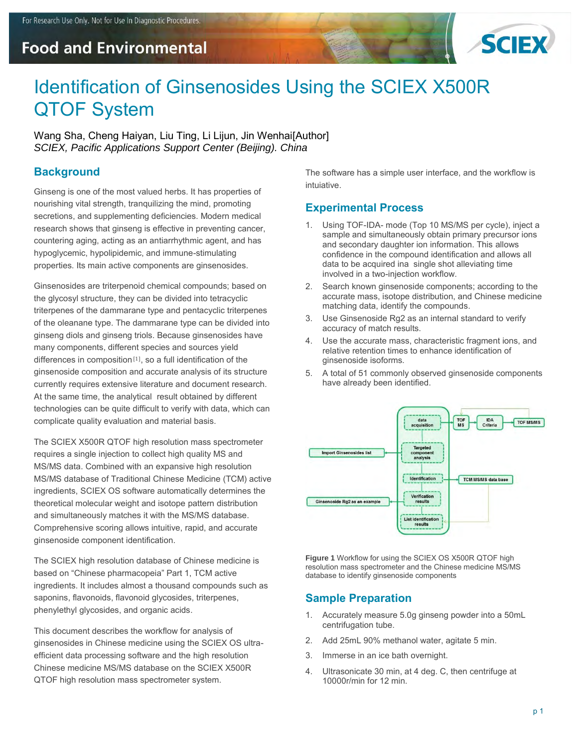# Identification of Ginsenosides Using the SCIEX X500R QTOF System

Wang Sha, Cheng Haiyan, Liu Ting, Li Lijun, Jin Wenhai[Author]
*SCIEX, Pacific Applications Support Center (Beijing). China*

## Background

Ginseng is one of the most valued herbs. It has properties of nourishing vital strength, tranquilizing the mind, promoting secretions, and supplementing deficiencies. Modern medical research shows that ginseng is effective in preventing cancer, countering aging, acting as an antiarrhythmic agent, and has hypoglycemic, hypolipidemic, and immune-stimulating properties. Its main active components are ginsenosides.

Ginsenosides are triterpenoid chemical compounds; based on the glycosyl structure, they can be divided into tetracyclic triterpenes of the dammarane type and pentacyclic triterpenes of the oleanane type. The dammarane type can be divided into ginseng diols and ginseng triols. Because ginsenosides have many components, different species and sources yield differences in composition[1], so a full identification of the ginsenoside composition and accurate analysis of its structure currently requires extensive literature and document research. At the same time, the analytical result obtained by different technologies can be quite difficult to verify with data, which can complicate quality evaluation and material basis.

The SCIEX X500R QTOF high resolution mass spectrometer requires a single injection to collect high quality MS and MS/MS data. Combined with an expansive high resolution MS/MS database of Traditional Chinese Medicine (TCM) active ingredients, SCIEX OS software automatically determines the theoretical molecular weight and isotope pattern distribution and simultaneously matches it with the MS/MS database. Comprehensive scoring allows intuitive, rapid, and accurate ginsenoside component identification.

The SCIEX high resolution database of Chinese medicine is based on "Chinese pharmacopeia" Part 1, TCM active ingredients. It includes almost a thousand compounds such as saponins, flavonoids, flavonoid glycosides, triterpenes, phenylethyl glycosides, and organic acids.

This document describes the workflow for analysis of ginsenosides in Chinese medicine using the SCIEX OS ultra-efficient data processing software and the high resolution Chinese medicine MS/MS database on the SCIEX X500R QTOF high resolution mass spectrometer system.

The software has a simple user interface, and the workflow is intuiative.

## Experimental Process

1. Using TOF-IDA- mode (Top 10 MS/MS per cycle), inject a sample and simultaneously obtain primary precursor ions and secondary daughter ion information. This allows confidence in the compound identification and allows all data to be acquired ina single shot alleviating time involved in a two-injection workflow.
2. Search known ginsenoside components; according to the accurate mass, isotope distribution, and Chinese medicine matching data, identify the compounds.
3. Use Ginsenoside Rg2 as an internal standard to verify accuracy of match results.
4. Use the accurate mass, characteristic fragment ions, and relative retention times to enhance identification of ginsenoside isoforms.
5. A total of 51 commonly observed ginsenoside components have already been identified.

**Figure 1** Workflow for using the SCIEX OS X500R QTOF high resolution mass spectrometer and the Chinese medicine MS/MS database to identify ginsenoside components

## Sample Preparation

1. Accurately measure 5.0g ginseng powder into a 50mL centrifugation tube.
2. Add 25mL 90% methanol water, agitate 5 min.
3. Immerse in an ice bath overnight.
4. Ultrasonicate 30 min, at 4 deg. C, then centrifuge at 10000r/min for 12 min.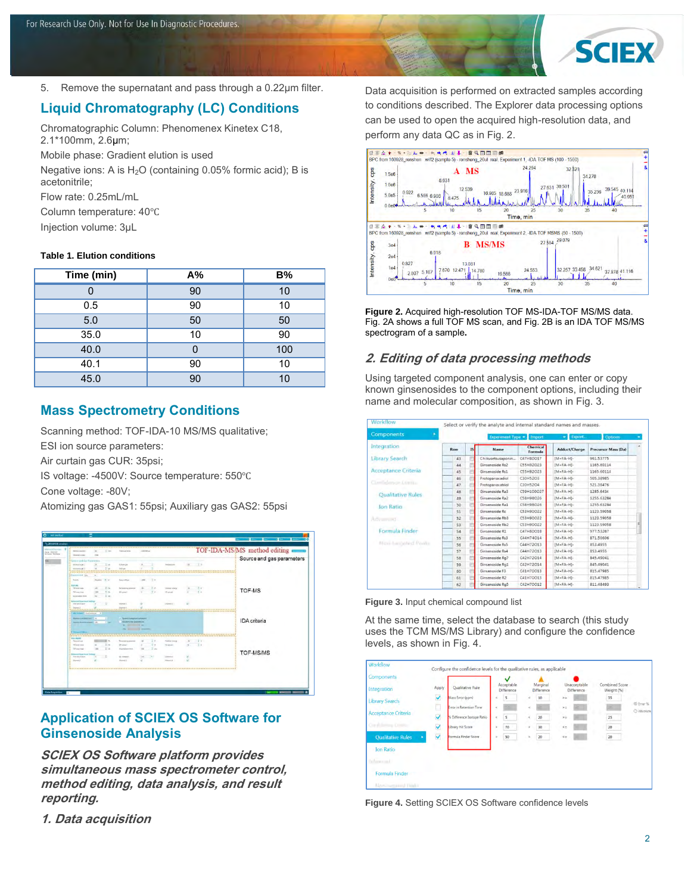5. Remove the supernatant and pass through a 0.22μm filter.

## Liquid Chromatography (LC) Conditions

Chromatographic Column: Phenomenex Kinetex C18, 2.1*100mm, 2.6μm;

Mobile phase: Gradient elution is used

Negative ions: A is $H_2O$ (containing 0.05% formic acid); B is acetonitrile;

Flow rate: 0.25mL/mL

Column temperature: 40℃

Injection volume: 3μL

**Table 1. Elution conditions**

| Time (min) | A% | B% |
|---|---|---|
| 0 | 90 | 10 |
| 0.5 | 90 | 10 |
| 5.0 | 50 | 50 |
| 35.0 | 10 | 90 |
| 40.0 | 0 | 100 |
| 40.1 | 90 | 10 |
| 45.0 | 90 | 10 |

## Mass Spectrometry Conditions

Scanning method: TOF-IDA-10 MS/MS qualitative;

ESI ion source parameters:

Air curtain gas CUR: 35psi;

IS voltage: -4500V: Source temperature: 550℃

Cone voltage: -80V;

Atomizing gas GAS1: 55psi; Auxiliary gas GAS2: 55psi

## Application of SCIEX OS Software for Ginsenoside Analysis

***SCIEX OS Software platform provides simultaneous mass spectrometer control, method editing, data analysis, and result reporting.***

### *1. Data acquisition*

Data acquisition is performed on extracted samples according to conditions described. The Explorer data processing options can be used to open the acquired high-resolution data, and perform any data QC as in Fig. 2.

**Figure 2.** Acquired high-resolution TOF MS-IDA-TOF MS/MS data. Fig. 2A shows a full TOF MS scan, and Fig. 2B is an IDA TOF MS/MS spectrogram of a sample.

### *2. Editing of data processing methods*

Using targeted component analysis, one can enter or copy known ginsenosides to the component options, including their name and molecular composition, as shown in Fig. 3.

**Figure 3.** Input chemical compound list

At the same time, select the database to search (this study uses the TCM MS/MS Library) and configure the confidence levels, as shown in Fig. 4.

**Figure 4.** Setting SCIEX OS Software confidence levels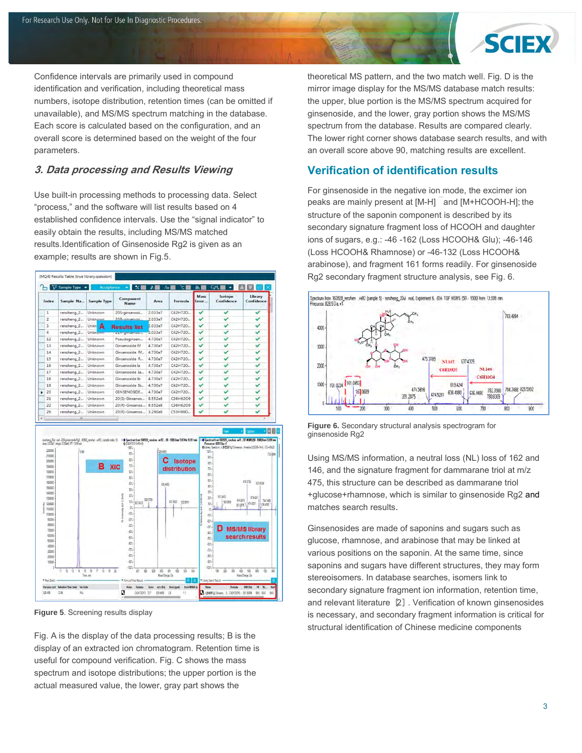Confidence intervals are primarily used in compound identification and verification, including theoretical mass numbers, isotope distribution, retention times (can be omitted if unavailable), and MS/MS spectrum matching in the database. Each score is calculated based on the configuration, and an overall score is determined based on the weight of the four parameters.

### *3. Data processing and Results Viewing*

Use built-in processing methods to processing data. Select "process," and the software will list results based on 4 established confidence intervals. Use the "signal indicator" to easily obtain the results, including MS/MS matched results.Identification of Ginsenoside Rg2 is given as an example; results are shown in Fig.5.

**Figure 5**. Screening results display

Fig. A is the display of the data processing results; B is the display of an extracted ion chromatogram. Retention time is useful for compound verification. Fig. C shows the mass spectrum and isotope distributions; the upper portion is the actual measured value, the lower, gray part shows the theoretical MS pattern, and the two match well. Fig. D is the mirror image display for the MS/MS database match results: the upper, blue portion is the MS/MS spectrum acquired for ginsenoside, and the lower, gray portion shows the MS/MS spectrum from the database. Results are compared clearly. The lower right corner shows database search results, and with an overall score above 90, matching results are excellent.

## Verification of identification results

For ginsenoside in the negative ion mode, the excimer ion peaks are mainly present at [M-H]$^-$ and [M+HCOOH-H]; the structure of the saponin component is described by its secondary signature fragment loss of HCOOH and daughter ions of sugars, e.g.: -46 -162 (Loss HCOOH& Glu); -46-146 (Loss HCOOH& Rhamnose) or -46-132 (Loss HCOOH& arabinose), and fragment 161 forms readily. For ginsenoside Rg2 secondary fragment structure analysis, see Fig. 6.

**Figure 6.** Secondary structural analysis spectrogram for ginsenoside Rg2

Using MS/MS information, a neutral loss (NL) loss of 162 and 146, and the signature fragment for dammarane triol at m/z 475, this structure can be described as dammarane triol +glucose+rhamnose, which is similar to ginsenoside Rg2 and matches search results.

Ginsenosides are made of saponins and sugars such as glucose, rhamnose, and arabinose that may be linked at various positions on the saponin. At the same time, since saponins and sugars have different structures, they may form stereoisomers. In database searches, isomers link to secondary signature fragment ion information, retention time, and relevant literature [2]. Verification of known ginsenosides is necessary, and secondary fragment information is critical for structural identification of Chinese medicine components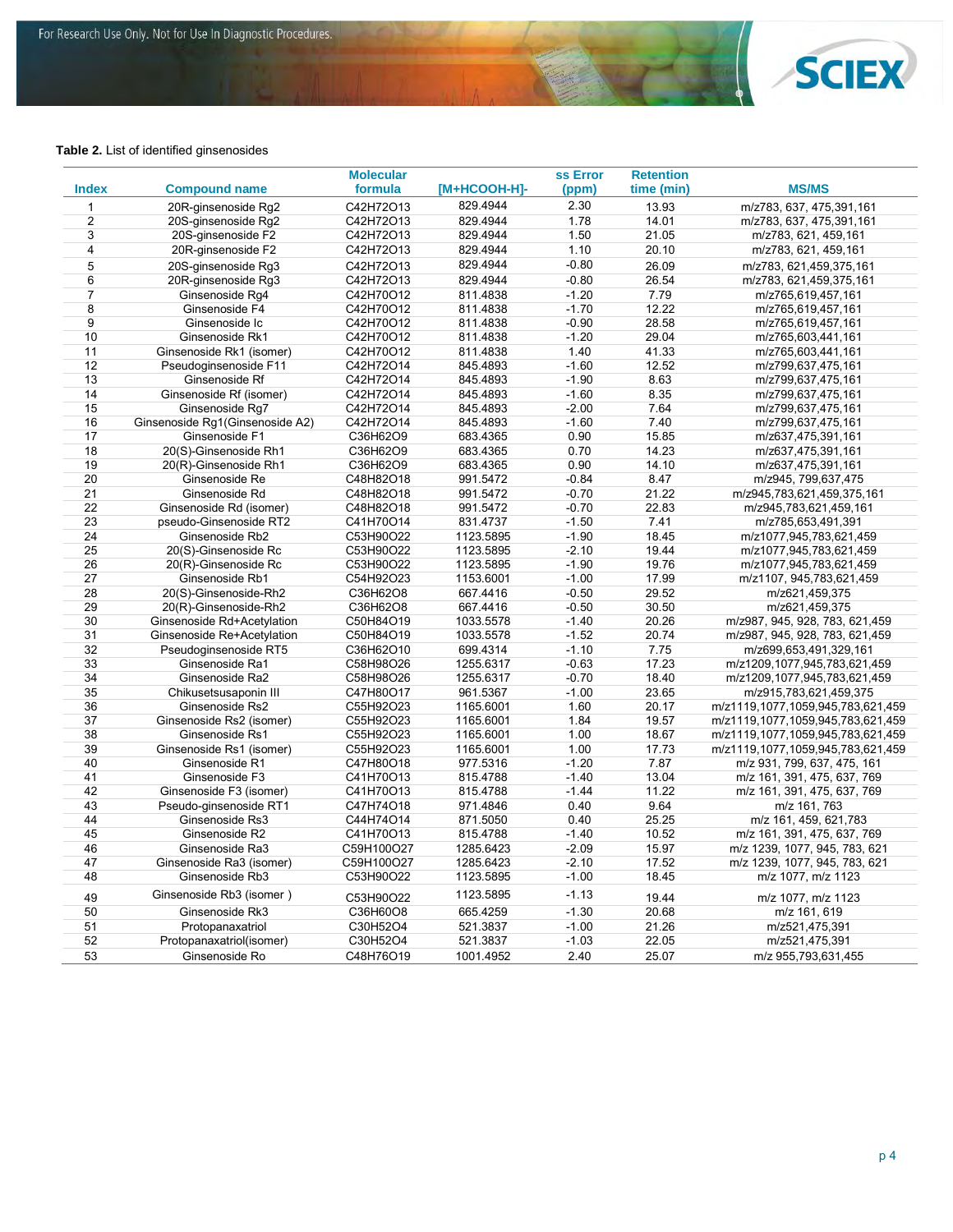**Table 2.** List of identified ginsenosides

| Index | Compound name | Molecular formula | [M+HCOOH-H]- | ss Error (ppm) | Retention time (min) | MS/MS |
|---|---|---|---|---|---|---|
| 1 | 20R-ginsenoside Rg2 | $C_{42}H_{72}O_{13}$ | 829.4944 | 2.30 | 13.93 | m/z783, 637, 475,391,161 |
| 2 | 20S-ginsenoside Rg2 | $C_{42}H_{72}O_{13}$ | 829.4944 | 1.78 | 14.01 | m/z783, 637, 475,391,161 |
| 3 | 20S-ginsenoside F2 | $C_{42}H_{72}O_{13}$ | 829.4944 | 1.50 | 21.05 | m/z783, 621, 459,161 |
| 4 | 20R-ginsenoside F2 | $C_{42}H_{72}O_{13}$ | 829.4944 | 1.10 | 20.10 | m/z783, 621, 459,161 |
| 5 | 20S-ginsenoside Rg3 | $C_{42}H_{72}O_{13}$ | 829.4944 | -0.80 | 26.09 | m/z783, 621,459,375,161 |
| 6 | 20R-ginsenoside Rg3 | $C_{42}H_{72}O_{13}$ | 829.4944 | -0.80 | 26.54 | m/z783, 621,459,375,161 |
| 7 | Ginsenoside Rg4 | $C_{42}H_{70}O_{12}$ | 811.4838 | -1.20 | 7.79 | m/z765,619,457,161 |
| 8 | Ginsenoside F4 | $C_{42}H_{70}O_{12}$ | 811.4838 | -1.70 | 12.22 | m/z765,619,457,161 |
| 9 | Ginsenoside Ic | $C_{42}H_{70}O_{12}$ | 811.4838 | -0.90 | 28.58 | m/z765,619,457,161 |
| 10 | Ginsenoside Rk1 | $C_{42}H_{70}O_{12}$ | 811.4838 | -1.20 | 29.04 | m/z765,603,441,161 |
| 11 | Ginsenoside Rk1 (isomer) | $C_{42}H_{70}O_{12}$ | 811.4838 | 1.40 | 41.33 | m/z765,603,441,161 |
| 12 | Pseudoginsenoside F11 | $C_{42}H_{72}O_{14}$ | 845.4893 | -1.60 | 12.52 | m/z799,637,475,161 |
| 13 | Ginsenoside Rf | $C_{42}H_{72}O_{14}$ | 845.4893 | -1.90 | 8.63 | m/z799,637,475,161 |
| 14 | Ginsenoside Rf (isomer) | $C_{42}H_{72}O_{14}$ | 845.4893 | -1.60 | 8.35 | m/z799,637,475,161 |
| 15 | Ginsenoside Rg7 | $C_{42}H_{72}O_{14}$ | 845.4893 | -2.00 | 7.64 | m/z799,637,475,161 |
| 16 | Ginsenoside Rg1(Ginsenoside A2) | $C_{42}H_{72}O_{14}$ | 845.4893 | -1.60 | 7.40 | m/z799,637,475,161 |
| 17 | Ginsenoside F1 | $C_{36}H_{62}O_{9}$ | 683.4365 | 0.90 | 15.85 | m/z637,475,391,161 |
| 18 | 20(S)-Ginsenoside Rh1 | $C_{36}H_{62}O_{9}$ | 683.4365 | 0.70 | 14.23 | m/z637,475,391,161 |
| 19 | 20(R)-Ginsenoside Rh1 | $C_{36}H_{62}O_{9}$ | 683.4365 | 0.90 | 14.10 | m/z637,475,391,161 |
| 20 | Ginsenoside Re | $C_{48}H_{82}O_{18}$ | 991.5472 | -0.84 | 8.47 | m/z945, 799,637,475 |
| 21 | Ginsenoside Rd | $C_{48}H_{82}O_{18}$ | 991.5472 | -0.70 | 21.22 | m/z945,783,621,459,375,161 |
| 22 | Ginsenoside Rd (isomer) | $C_{48}H_{82}O_{18}$ | 991.5472 | -0.70 | 22.83 | m/z945,783,621,459,161 |
| 23 | pseudo-Ginsenoside RT2 | $C_{41}H_{70}O_{14}$ | 831.4737 | -1.50 | 7.41 | m/z785,653,491,391 |
| 24 | Ginsenoside Rb2 | $C_{53}H_{90}O_{22}$ | 1123.5895 | -1.90 | 18.45 | m/z1077,945,783,621,459 |
| 25 | 20(S)-Ginsenoside Rc | $C_{53}H_{90}O_{22}$ | 1123.5895 | -2.10 | 19.44 | m/z1077,945,783,621,459 |
| 26 | 20(R)-Ginsenoside Rc | $C_{53}H_{90}O_{22}$ | 1123.5895 | -1.90 | 19.76 | m/z1077,945,783,621,459 |
| 27 | Ginsenoside Rb1 | $C_{54}H_{92}O_{23}$ | 1153.6001 | -1.00 | 17.99 | m/z1107, 945,783,621,459 |
| 28 | 20(S)-Ginsenoside-Rh2 | $C_{36}H_{62}O_{8}$ | 667.4416 | -0.50 | 29.52 | m/z621,459,375 |
| 29 | 20(R)-Ginsenoside-Rh2 | $C_{36}H_{62}O_{8}$ | 667.4416 | -0.50 | 30.50 | m/z621,459,375 |
| 30 | Ginsenoside Rd+Acetylation | $C_{50}H_{84}O_{19}$ | 1033.5578 | -1.40 | 20.26 | m/z987, 945, 928, 783, 621,459 |
| 31 | Ginsenoside Re+Acetylation | $C_{50}H_{84}O_{19}$ | 1033.5578 | -1.52 | 20.74 | m/z987, 945, 928, 783, 621,459 |
| 32 | Pseudoginsenoside RT5 | $C_{36}H_{62}O_{10}$ | 699.4314 | -1.10 | 7.75 | m/z699,653,491,329,161 |
| 33 | Ginsenoside Ra1 | $C_{58}H_{98}O_{26}$ | 1255.6317 | -0.63 | 17.23 | m/z1209,1077,945,783,621,459 |
| 34 | Ginsenoside Ra2 | $C_{58}H_{98}O_{26}$ | 1255.6317 | -0.70 | 18.40 | m/z1209,1077,945,783,621,459 |
| 35 | Chikusetsusaponin III | $C_{47}H_{80}O_{17}$ | 961.5367 | -1.00 | 23.65 | m/z915,783,621,459,375 |
| 36 | Ginsenoside Rs2 | $C_{55}H_{92}O_{23}$ | 1165.6001 | 1.60 | 20.17 | m/z1119,1077,1059,945,783,621,459 |
| 37 | Ginsenoside Rs2 (isomer) | $C_{55}H_{92}O_{23}$ | 1165.6001 | 1.84 | 19.57 | m/z1119,1077,1059,945,783,621,459 |
| 38 | Ginsenoside Rs1 | $C_{55}H_{92}O_{23}$ | 1165.6001 | 1.00 | 18.67 | m/z1119,1077,1059,945,783,621,459 |
| 39 | Ginsenoside Rs1 (isomer) | $C_{55}H_{92}O_{23}$ | 1165.6001 | 1.00 | 17.73 | m/z1119,1077,1059,945,783,621,459 |
| 40 | Ginsenoside R1 | $C_{47}H_{80}O_{18}$ | 977.5316 | -1.20 | 7.87 | m/z 931, 799, 637, 475, 161 |
| 41 | Ginsenoside F3 | $C_{41}H_{70}O_{13}$ | 815.4788 | -1.40 | 13.04 | m/z 161, 391, 475, 637, 769 |
| 42 | Ginsenoside F3 (isomer) | $C_{41}H_{70}O_{13}$ | 815.4788 | -1.44 | 11.22 | m/z 161, 391, 475, 637, 769 |
| 43 | Pseudo-ginsenoside RT1 | $C_{47}H_{74}O_{18}$ | 971.4846 | 0.40 | 9.64 | m/z 161, 763 |
| 44 | Ginsenoside Rs3 | $C_{44}H_{74}O_{14}$ | 871.5050 | 0.40 | 25.25 | m/z 161, 459, 621,783 |
| 45 | Ginsenoside R2 | $C_{41}H_{70}O_{13}$ | 815.4788 | -1.40 | 10.52 | m/z 161, 391, 475, 637, 769 |
| 46 | Ginsenoside Ra3 | $C_{59}H_{100}O_{27}$ | 1285.6423 | -2.09 | 15.97 | m/z 1239, 1077, 945, 783, 621 |
| 47 | Ginsenoside Ra3 (isomer) | $C_{59}H_{100}O_{27}$ | 1285.6423 | -2.10 | 17.52 | m/z 1239, 1077, 945, 783, 621 |
| 48 | Ginsenoside Rb3 | $C_{53}H_{90}O_{22}$ | 1123.5895 | -1.00 | 18.45 | m/z 1077, m/z 1123 |
| 49 | Ginsenoside Rb3 (isomer ) | $C_{53}H_{90}O_{22}$ | 1123.5895 | -1.13 | 19.44 | m/z 1077, m/z 1123 |
| 50 | Ginsenoside Rk3 | $C_{36}H_{60}O_{8}$ | 665.4259 | -1.30 | 20.68 | m/z 161, 619 |
| 51 | Protopanaxatriol | $C_{30}H_{52}O_{4}$ | 521.3837 | -1.00 | 21.26 | m/z521,475,391 |
| 52 | Protopanaxatriol(isomer) | $C_{30}H_{52}O_{4}$ | 521.3837 | -1.03 | 22.05 | m/z521,475,391 |
| 53 | Ginsenoside Ro | $C_{48}H_{76}O_{19}$ | 1001.4952 | 2.40 | 25.07 | m/z 955,793,631,455 |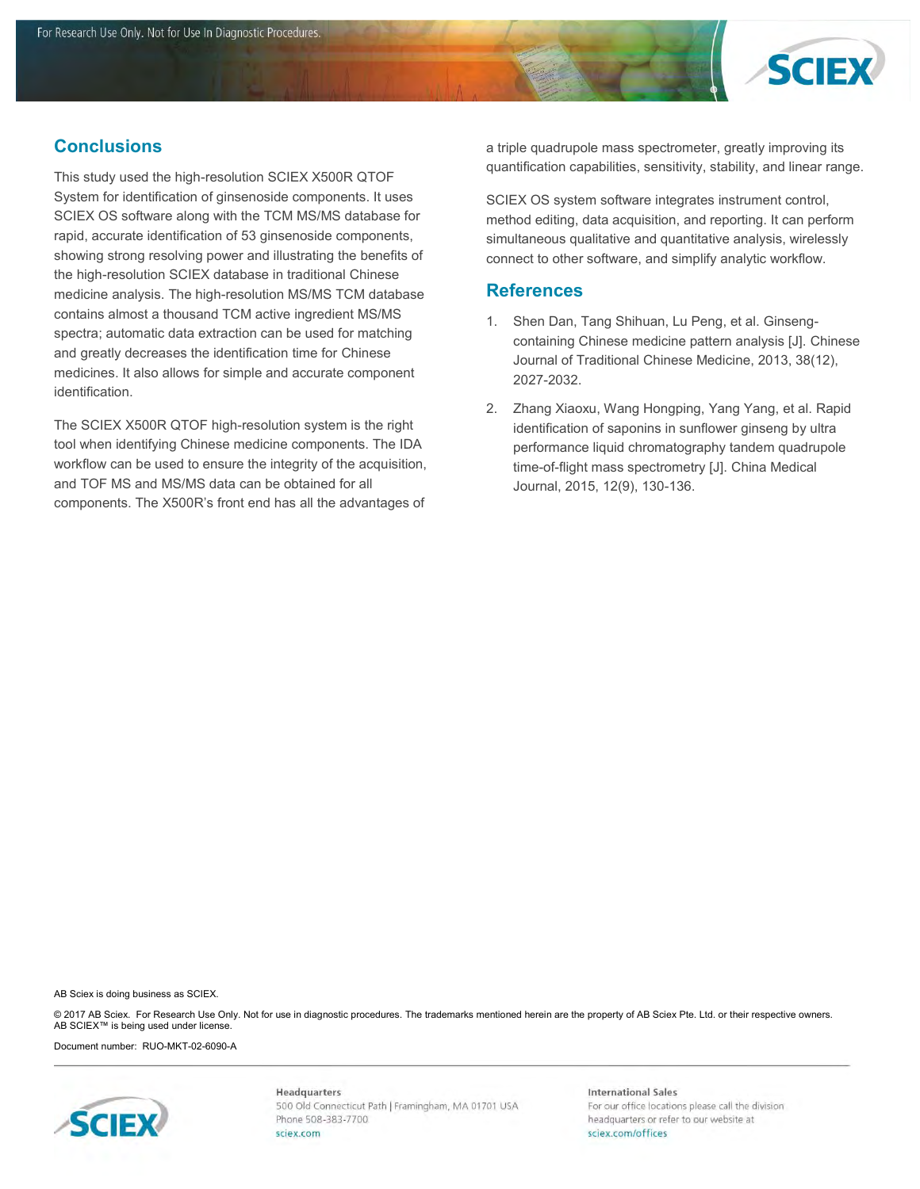## Conclusions

This study used the high-resolution SCIEX X500R QTOF System for identification of ginsenoside components. It uses SCIEX OS software along with the TCM MS/MS database for rapid, accurate identification of 53 ginsenoside components, showing strong resolving power and illustrating the benefits of the high-resolution SCIEX database in traditional Chinese medicine analysis. The high-resolution MS/MS TCM database contains almost a thousand TCM active ingredient MS/MS spectra; automatic data extraction can be used for matching and greatly decreases the identification time for Chinese medicines. It also allows for simple and accurate component identification.

The SCIEX X500R QTOF high-resolution system is the right tool when identifying Chinese medicine components. The IDA workflow can be used to ensure the integrity of the acquisition, and TOF MS and MS/MS data can be obtained for all components. The X500R's front end has all the advantages of a triple quadrupole mass spectrometer, greatly improving its quantification capabilities, sensitivity, stability, and linear range.

SCIEX OS system software integrates instrument control, method editing, data acquisition, and reporting. It can perform simultaneous qualitative and quantitative analysis, wirelessly connect to other software, and simplify analytic workflow.

## References

1. Shen Dan, Tang Shihuan, Lu Peng, et al. Ginseng-containing Chinese medicine pattern analysis [J]. Chinese Journal of Traditional Chinese Medicine, 2013, 38(12), 2027-2032.
2. Zhang Xiaoxu, Wang Hongping, Yang Yang, et al. Rapid identification of saponins in sunflower ginseng by ultra performance liquid chromatography tandem quadrupole time-of-flight mass spectrometry [J]. China Medical Journal, 2015, 12(9), 130-136.

AB Sciex is doing business as SCIEX.

© 2017 AB Sciex. For Research Use Only. Not for use in diagnostic procedures. The trademarks mentioned herein are the property of AB Sciex Pte. Ltd. or their respective owners. AB SCIEX™ is being used under license.

Document number: RUO-MKT-02-6090-A

**Headquarters**
500 Old Connecticut Path | Framingham, MA 01701 USA
Phone 508-383-7700
sciex.com

**International Sales**
For our office locations please call the division headquarters or refer to our website at
sciex.com/offices